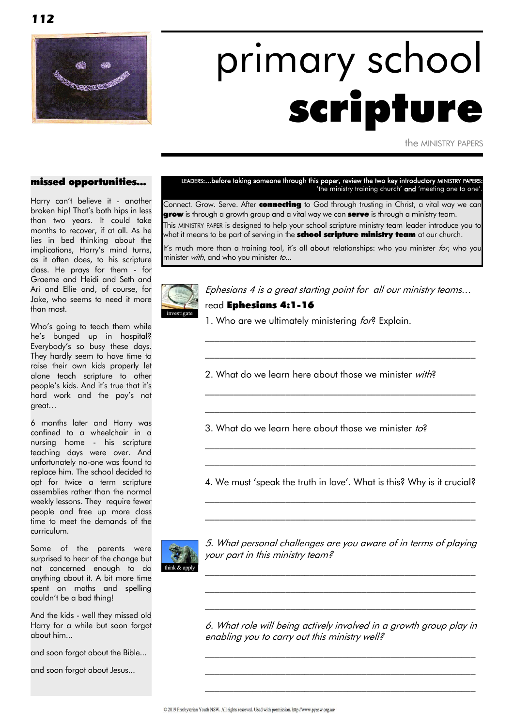# primary school **scripture**

the MINISTRY PAPERS

### missed opportunities...

Harry can't believe it - another broken hip! That's both hips in less than two years. It could take months to recover, if at all. As he lies in bed thinking about the implications, Harry's mind turns, as it often does, to his scripture class. He prays for them - for Graeme and Heidi and Seth and Ari and Ellie and, of course, for Jake, who seems to need it more than most.

Who's going to teach them while he's bunged up in hospital? Everybody's so busy these days. They hardly seem to have time to raise their own kids properly let alone teach scripture to other people's kids. And it's true that it's hard work and the pay's not great…

6 months later and Harry was confined to a wheelchair in a nursing home - his scripture teaching days were over. And unfortunately no-one was found to replace him. The school decided to opt for twice a term scripture assemblies rather than the normal weekly lessons. They require fewer people and free up more class time to meet the demands of the curriculum.

Some of the parents were surprised to hear of the change but not concerned enough to do anything about it. A bit more time spent on maths and spelling couldn't be a bad thing!

And the kids - well they missed old Harry for a while but soon forgot about him...

and soon forgot about the Bible...

and soon forgot about Jesus...

---

LEADERS:...before taking someone through this paper, review the two key introductory MINISTRY PAPERS: 'the ministry training church' **and** 'meeting one to one'.

Connect. Grow. Serve. After **connecting** to God through trusting in Christ, a vital way we can **grow** is through a growth group and a vital way we can **serve** is through a ministry team.

This MINISTRY PAPER is designed to help your school scripture ministry team leader introduce you to what it means to be part of serving in the **school scripture ministry team** at our church.

It's much more than a training tool, it's all about relationships: who you minister *for*, who you minister *with*, and who you minister *to*...

investigate

*Ephesians 4 is a great starting point for all our ministry teams…*

read **Ephesians 4:1-16**

1. Who are we ultimately ministering *for*? Explain.

\_\_\_\_\_\_\_\_\_\_\_\_\_\_\_\_\_\_\_\_\_\_\_\_\_\_\_\_\_\_\_\_\_\_\_\_\_\_\_\_\_\_\_\_\_\_\_\_

\_\_\_\_\_\_\_\_\_\_\_\_\_\_\_\_\_\_\_\_\_\_\_\_\_\_\_\_\_\_\_\_\_\_\_\_\_\_\_\_\_\_\_\_\_\_\_\_

2. What do we learn here about those we minister *with*?

\_\_\_\_\_\_\_\_\_\_\_\_\_\_\_\_\_\_\_\_\_\_\_\_\_\_\_\_\_\_\_\_\_\_\_\_\_\_\_\_\_\_\_\_\_\_\_\_

\_\_\_\_\_\_\_\_\_\_\_\_\_\_\_\_\_\_\_\_\_\_\_\_\_\_\_\_\_\_\_\_\_\_\_\_\_\_\_\_\_\_\_\_\_\_\_\_

3. What do we learn here about those we minister *to*?

\_\_\_\_\_\_\_\_\_\_\_\_\_\_\_\_\_\_\_\_\_\_\_\_\_\_\_\_\_\_\_\_\_\_\_\_\_\_\_\_\_\_\_\_\_\_\_\_

\_\_\_\_\_\_\_\_\_\_\_\_\_\_\_\_\_\_\_\_\_\_\_\_\_\_\_\_\_\_\_\_\_\_\_\_\_\_\_\_\_\_\_\_\_\_\_\_

4. We must 'speak the truth in love'. What is this? Why is it crucial?

\_\_\_\_\_\_\_\_\_\_\_\_\_\_\_\_\_\_\_\_\_\_\_\_\_\_\_\_\_\_\_\_\_\_\_\_\_\_\_\_\_\_\_\_\_\_\_\_

\_\_\_\_\_\_\_\_\_\_\_\_\_\_\_\_\_\_\_\_\_\_\_\_\_\_\_\_\_\_\_\_\_\_\_\_\_\_\_\_\_\_\_\_\_\_\_\_

think & apply

*5. What personal challenges are you aware of in terms of playing your part in this ministry team?*

\_\_\_\_\_\_\_\_\_\_\_\_\_\_\_\_\_\_\_\_\_\_\_\_\_\_\_\_\_\_\_\_\_\_\_\_\_\_\_\_\_\_\_\_\_\_\_\_

\_\_\_\_\_\_\_\_\_\_\_\_\_\_\_\_\_\_\_\_\_\_\_\_\_\_\_\_\_\_\_\_\_\_\_\_\_\_\_\_\_\_\_\_\_\_\_\_

\_\_\_\_\_\_\_\_\_\_\_\_\_\_\_\_\_\_\_\_\_\_\_\_\_\_\_\_\_\_\_\_\_\_\_\_\_\_\_\_\_\_\_\_\_\_\_\_

*6. What role will being actively involved in a growth group play in enabling you to carry out this ministry well?*

\_\_\_\_\_\_\_\_\_\_\_\_\_\_\_\_\_\_\_\_\_\_\_\_\_\_\_\_\_\_\_\_\_\_\_\_\_\_\_\_\_\_\_\_\_\_\_\_

\_\_\_\_\_\_\_\_\_\_\_\_\_\_\_\_\_\_\_\_\_\_\_\_\_\_\_\_\_\_\_\_\_\_\_\_\_\_\_\_\_\_\_\_\_\_\_\_

\_\_\_\_\_\_\_\_\_\_\_\_\_\_\_\_\_\_\_\_\_\_\_\_\_\_\_\_\_\_\_\_\_\_\_\_\_\_\_\_\_\_\_\_\_\_\_\_

© 2019 Presbyterian Youth NSW. All rights reserved. Used with permission. http://www.pynsw.org.au/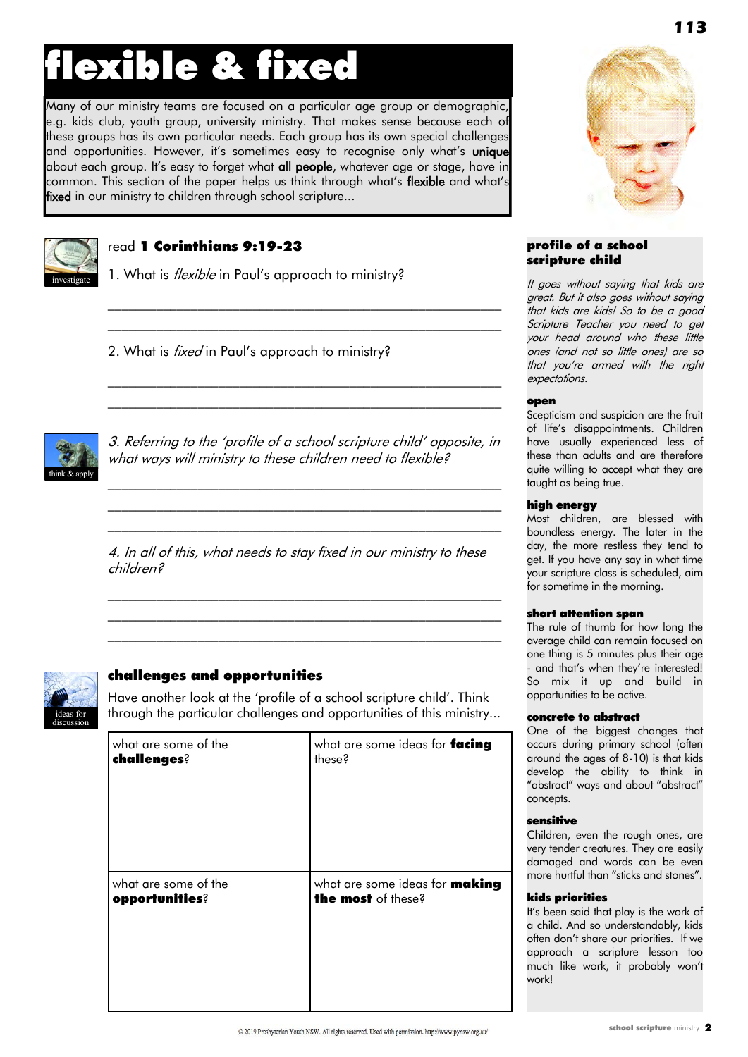# flexible & fixed

Many of our ministry teams are focused on a particular age group or demographic, e.g. kids club, youth group, university ministry. That makes sense because each of these groups has its own particular needs. Each group has its own special challenges and opportunities. However, it's sometimes easy to recognise only what's **unique** about each group. It's easy to forget what **all people**, whatever age or stage, have in common. This section of the paper helps us think through what's **flexible** and what's **fixed** in our ministry to children through school scripture...

investigate

read **1 Corinthians 9:19-23**

1. What is *flexible* in Paul's approach to ministry?

\_\_\_\_\_\_\_\_\_\_\_\_\_\_\_\_\_\_\_\_\_\_\_\_\_\_\_\_\_\_\_\_\_\_\_\_\_\_\_\_\_\_\_\_\_\_\_\_\_\_\_\_\_\_

\_\_\_\_\_\_\_\_\_\_\_\_\_\_\_\_\_\_\_\_\_\_\_\_\_\_\_\_\_\_\_\_\_\_\_\_\_\_\_\_\_\_\_\_\_\_\_\_\_\_\_\_\_\_

2. What is *fixed* in Paul's approach to ministry?

\_\_\_\_\_\_\_\_\_\_\_\_\_\_\_\_\_\_\_\_\_\_\_\_\_\_\_\_\_\_\_\_\_\_\_\_\_\_\_\_\_\_\_\_\_\_\_\_\_\_\_\_\_\_

\_\_\_\_\_\_\_\_\_\_\_\_\_\_\_\_\_\_\_\_\_\_\_\_\_\_\_\_\_\_\_\_\_\_\_\_\_\_\_\_\_\_\_\_\_\_\_\_\_\_\_\_\_\_

think & apply

*3. Referring to the 'profile of a school scripture child' opposite, in what ways will ministry to these children need to flexible?*

\_\_\_\_\_\_\_\_\_\_\_\_\_\_\_\_\_\_\_\_\_\_\_\_\_\_\_\_\_\_\_\_\_\_\_\_\_\_\_\_\_\_\_\_\_\_\_\_\_\_\_\_\_\_

\_\_\_\_\_\_\_\_\_\_\_\_\_\_\_\_\_\_\_\_\_\_\_\_\_\_\_\_\_\_\_\_\_\_\_\_\_\_\_\_\_\_\_\_\_\_\_\_\_\_\_\_\_\_

\_\_\_\_\_\_\_\_\_\_\_\_\_\_\_\_\_\_\_\_\_\_\_\_\_\_\_\_\_\_\_\_\_\_\_\_\_\_\_\_\_\_\_\_\_\_\_\_\_\_\_\_\_\_

*4. In all of this, what needs to stay fixed in our ministry to these children?*

\_\_\_\_\_\_\_\_\_\_\_\_\_\_\_\_\_\_\_\_\_\_\_\_\_\_\_\_\_\_\_\_\_\_\_\_\_\_\_\_\_\_\_\_\_\_\_\_\_\_\_\_\_\_

\_\_\_\_\_\_\_\_\_\_\_\_\_\_\_\_\_\_\_\_\_\_\_\_\_\_\_\_\_\_\_\_\_\_\_\_\_\_\_\_\_\_\_\_\_\_\_\_\_\_\_\_\_\_

\_\_\_\_\_\_\_\_\_\_\_\_\_\_\_\_\_\_\_\_\_\_\_\_\_\_\_\_\_\_\_\_\_\_\_\_\_\_\_\_\_\_\_\_\_\_\_\_\_\_\_\_\_\_

ideas for discussion

## challenges and opportunities

Have another look at the 'profile of a school scripture child'. Think through the particular challenges and opportunities of this ministry...

| what are some of the **challenges**? | what are some ideas for **facing** these? |
|---|---|
| | |
| what are some of the **opportunities**? | what are some ideas for **making the most** of these? |
| | |

## profile of a school scripture child

*It goes without saying that kids are great. But it also goes without saying that kids are kids! So to be a good Scripture Teacher you need to get your head around who these little ones (and not so little ones) are so that you're armed with the right expectations.*

**open**
Scepticism and suspicion are the fruit of life's disappointments. Children have usually experienced less of these than adults and are therefore quite willing to accept what they are taught as being true.

**high energy**
Most children, are blessed with boundless energy. The later in the day, the more restless they tend to get. If you have any say in what time your scripture class is scheduled, aim for sometime in the morning.

**short attention span**
The rule of thumb for how long the average child can remain focused on one thing is 5 minutes plus their age - and that's when they're interested! So mix it up and build in opportunities to be active.

**concrete to abstract**
One of the biggest changes that occurs during primary school (often around the ages of 8-10) is that kids develop the ability to think in "abstract" ways and about "abstract" concepts.

**sensitive**
Children, even the rough ones, are very tender creatures. They are easily damaged and words can be even more hurtful than "sticks and stones".

**kids priorities**
It's been said that play is the work of a child. And so understandably, kids often don't share our priorities. If we approach a scripture lesson too much like work, it probably won't work!

© 2019 Presbyterian Youth NSW. All rights reserved. Used with permission. http://www.pynsw.org.au/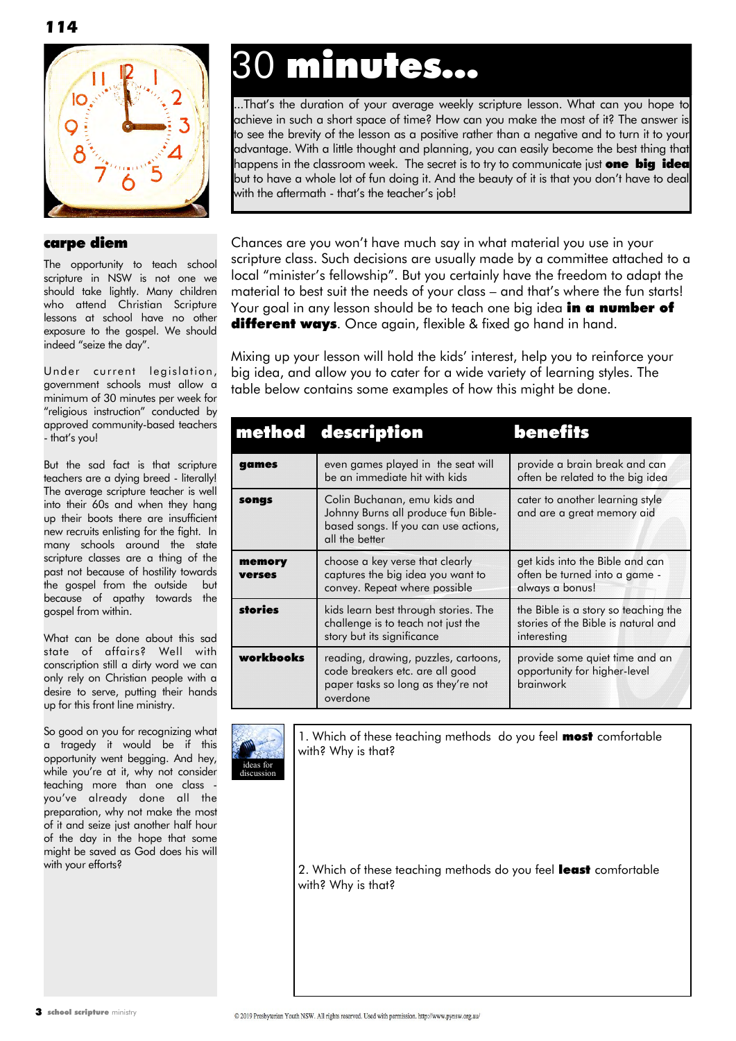# 30 **minutes...**

...That's the duration of your average weekly scripture lesson. What can you hope to achieve in such a short space of time? How can you make the most of it? The answer is to see the brevity of the lesson as a positive rather than a negative and to turn it to your advantage. With a little thought and planning, you can easily become the best thing that happens in the classroom week. The secret is to try to communicate just **one big idea** but to have a whole lot of fun doing it. And the beauty of it is that you don't have to deal with the aftermath - that's the teacher's job!

## carpe diem

The opportunity to teach school scripture in NSW is not one we should take lightly. Many children who attend Christian Scripture lessons at school have no other exposure to the gospel. We should indeed "seize the day".

Under current legislation, government schools must allow a minimum of 30 minutes per week for "religious instruction" conducted by approved community-based teachers - that's you!

But the sad fact is that scripture teachers are a dying breed - literally! The average scripture teacher is well into their 60s and when they hang up their boots there are insufficient new recruits enlisting for the fight. In many schools around the state scripture classes are a thing of the past not because of hostility towards the gospel from the outside but because of apathy towards the gospel from within.

What can be done about this sad state of affairs? Well with conscription still a dirty word we can only rely on Christian people with a desire to serve, putting their hands up for this front line ministry.

So good on you for recognizing what a tragedy it would be if this opportunity went begging. And hey, while you're at it, why not consider teaching more than one class - you've already done all the preparation, why not make the most of it and seize just another half hour of the day in the hope that some might be saved as God does his will with your efforts?

Chances are you won't have much say in what material you use in your scripture class. Such decisions are usually made by a committee attached to a local "minister's fellowship". But you certainly have the freedom to adapt the material to best suit the needs of your class – and that's where the fun starts! Your goal in any lesson should be to teach one big idea **in a number of different ways**. Once again, flexible & fixed go hand in hand.

Mixing up your lesson will hold the kids' interest, help you to reinforce your big idea, and allow you to cater for a wide variety of learning styles. The table below contains some examples of how this might be done.

| method | description | benefits |
|---|---|---|
| **games** | even games played in the seat will be an immediate hit with kids | provide a brain break and can often be related to the big idea |
| **songs** | Colin Buchanan, emu kids and Johnny Burns all produce fun Bible-based songs. If you can use actions, all the better | cater to another learning style and are a great memory aid |
| **memory verses** | choose a key verse that clearly captures the big idea you want to convey. Repeat where possible | get kids into the Bible and can often be turned into a game - always a bonus! |
| **stories** | kids learn best through stories. The challenge is to teach not just the story but its significance | the Bible is a story so teaching the stories of the Bible is natural and interesting |
| **workbooks** | reading, drawing, puzzles, cartoons, code breakers etc. are all good paper tasks so long as they're not overdone | provide some quiet time and an opportunity for higher-level brainwork |

ideas for discussion

1. Which of these teaching methods do you feel **most** comfortable with? Why is that?

2. Which of these teaching methods do you feel **least** comfortable with? Why is that?

© 2019 Presbyterian Youth NSW. All rights reserved. Used with permission. http://www.pynsw.org.au/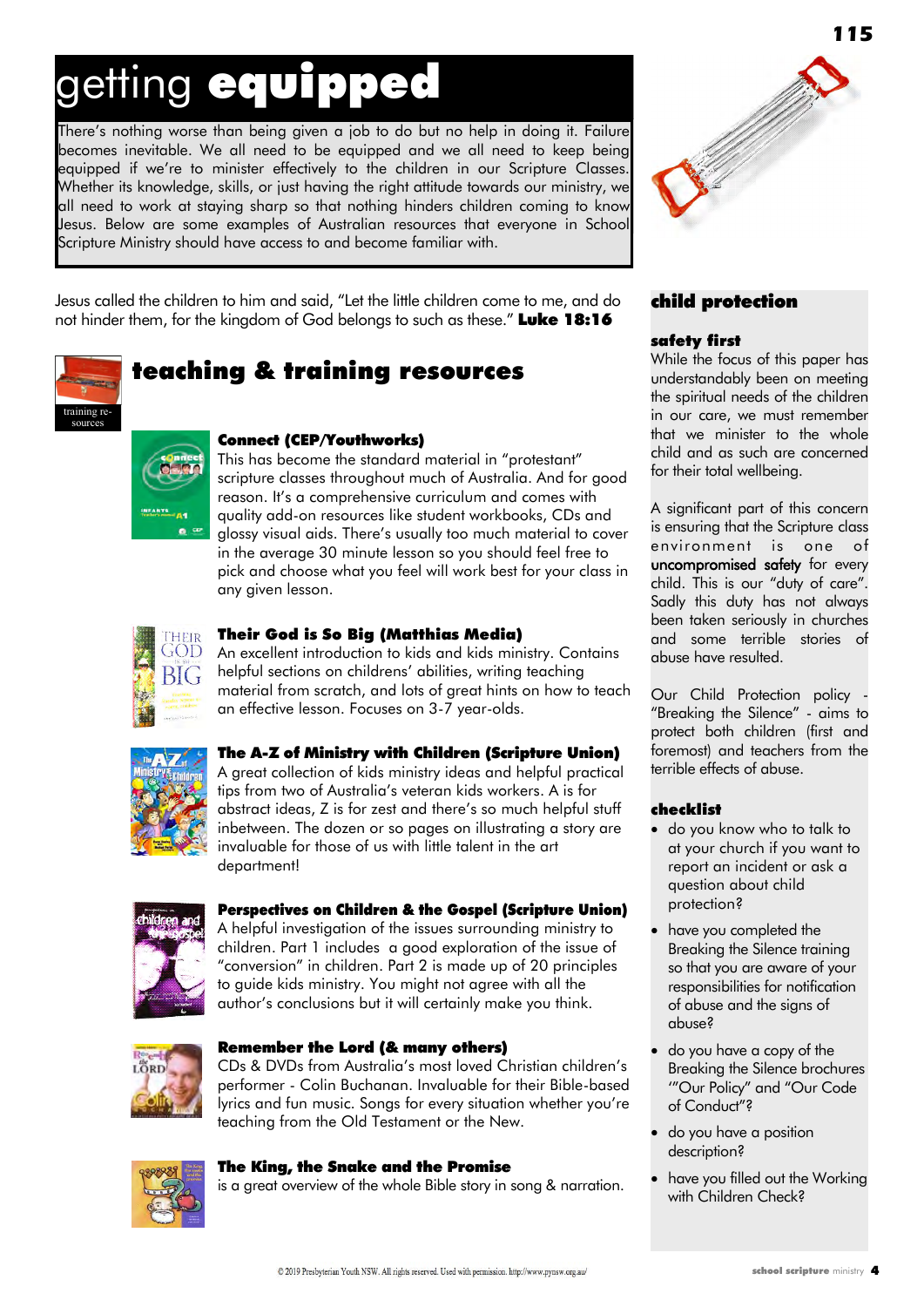# getting **equipped**

There's nothing worse than being given a job to do but no help in doing it. Failure becomes inevitable. We all need to be equipped and we all need to keep being equipped if we're to minister effectively to the children in our Scripture Classes. Whether its knowledge, skills, or just having the right attitude towards our ministry, we all need to work at staying sharp so that nothing hinders children coming to know Jesus. Below are some examples of Australian resources that everyone in School Scripture Ministry should have access to and become familiar with.

Jesus called the children to him and said, "Let the little children come to me, and do not hinder them, for the kingdom of God belongs to such as these." **Luke 18:16**

## teaching & training resources

training resources

**Connect (CEP/Youthworks)**
This has become the standard material in "protestant" scripture classes throughout much of Australia. And for good reason. It's a comprehensive curriculum and comes with quality add-on resources like student workbooks, CDs and glossy visual aids. There's usually too much material to cover in the average 30 minute lesson so you should feel free to pick and choose what you feel will work best for your class in any given lesson.

**Their God is So Big (Matthias Media)**
An excellent introduction to kids and kids ministry. Contains helpful sections on childrens' abilities, writing teaching material from scratch, and lots of great hints on how to teach an effective lesson. Focuses on 3-7 year-olds.

**The A-Z of Ministry with Children (Scripture Union)**
A great collection of kids ministry ideas and helpful practical tips from two of Australia's veteran kids workers. A is for abstract ideas, Z is for zest and there's so much helpful stuff inbetween. The dozen or so pages on illustrating a story are invaluable for those of us with little talent in the art department!

**Perspectives on Children & the Gospel (Scripture Union)**
A helpful investigation of the issues surrounding ministry to children. Part 1 includes a good exploration of the issue of "conversion" in children. Part 2 is made up of 20 principles to guide kids ministry. You might not agree with all the author's conclusions but it will certainly make you think.

**Remember the Lord (& many others)**
CDs & DVDs from Australia's most loved Christian children's performer - Colin Buchanan. Invaluable for their Bible-based lyrics and fun music. Songs for every situation whether you're teaching from the Old Testament or the New.

**The King, the Snake and the Promise**
is a great overview of the whole Bible story in song & narration.

## child protection

### safety first

While the focus of this paper has understandably been on meeting the spiritual needs of the children in our care, we must remember that we minister to the whole child and as such are concerned for their total wellbeing.

A significant part of this concern is ensuring that the Scripture class environment is one of uncompromised safety for every child. This is our "duty of care". Sadly this duty has not always been taken seriously in churches and some terrible stories of abuse have resulted.

Our Child Protection policy - "Breaking the Silence" - aims to protect both children (first and foremost) and teachers from the terrible effects of abuse.

### checklist

- do you know who to talk to at your church if you want to report an incident or ask a question about child protection?
- have you completed the Breaking the Silence training so that you are aware of your responsibilities for notification of abuse and the signs of abuse?
- do you have a copy of the Breaking the Silence brochures '"Our Policy" and "Our Code of Conduct"?
- do you have a position description?
- have you filled out the Working with Children Check?

© 2019 Presbyterian Youth NSW. All rights reserved. Used with permission. http://www.pynsw.org.au/